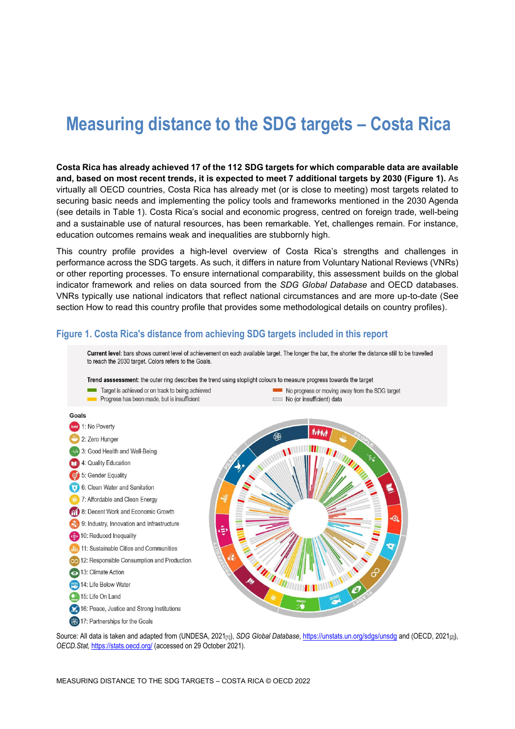# Measuring distance to the SDG targets – Costa Rica

**Costa Rica has already achieved 17 of the 112 SDG targets for which comparable data are available and, based on most recent trends, it is expected to meet 7 additional targets by 2030 (Figure 1).** As virtually all OECD countries, Costa Rica has already met (or is close to meeting) most targets related to securing basic needs and implementing the policy tools and frameworks mentioned in the 2030 Agenda (see details in Table 1). Costa Rica's social and economic progress, centred on foreign trade, well-being and a sustainable use of natural resources, has been remarkable. Yet, challenges remain. For instance, education outcomes remains weak and inequalities are stubbornly high.

This country profile provides a high-level overview of Costa Rica's strengths and challenges in performance across the SDG targets. As such, it differs in nature from Voluntary National Reviews (VNRs) or other reporting processes. To ensure international comparability, this assessment builds on the global indicator framework and relies on data sourced from the *SDG Global Database* and OECD databases. VNRs typically use national indicators that reflect national circumstances and are more up-to-date (See section How to read this country profile that provides some methodological details on country profiles).

### Figure 1. Costa Rica's distance from achieving SDG targets included in this report

**Current level**: bars shows current level of achievement on each available target. The longer the bar, the shorter the distance still to be travelled to reach the 2030 target. Colors refers to the Goals.

**Trend asssessment**: the outer ring describes the trend using stoplight colours to measure progress towards the target

- Target is achieved or on track to being achieved
- Progress has been made, but is insufficient
- No progress or moving away from the SDG target
- No (or insufficient) data

**Goals**

- 1: No Poverty
- 2: Zero Hunger
- 3: Good Health and Well-Being
- 4: Quality Education
- 5: Gender Equality
- 6: Clean Water and Sanitation
- 7: Affordable and Clean Energy
- 8: Decent Work and Economic Growth
- 9: Industry, Innovation and Infrastructure
- 10: Reduced Inequality
- 11: Sustainable Cities and Communities
- 12: Responsible Consumption and Production
- 13: Climate Action
- 14: Life Below Water
- 15: Life On Land
- 16: Peace, Justice and Strong Institutions
- 17: Partnerships for the Goals

Source: All data is taken and adapted from (UNDESA, 2021[1]), *SDG Global Database*, https://unstats.un.org/sdgs/unsdg and (OECD, 2021[2]), *OECD.Stat*, https://stats.oecd.org/ (accessed on 29 October 2021).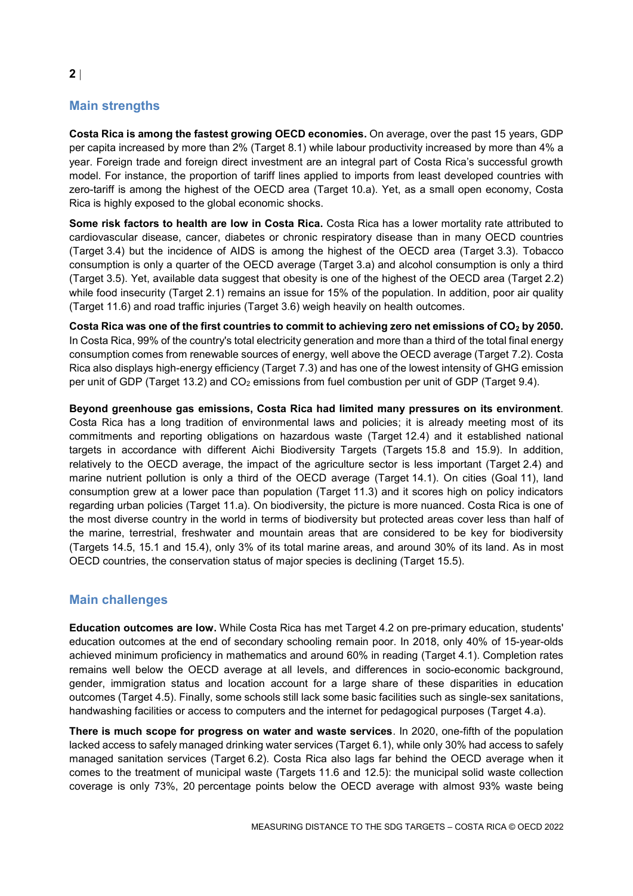## Main strengths

**Costa Rica is among the fastest growing OECD economies.** On average, over the past 15 years, GDP per capita increased by more than 2% (Target 8.1) while labour productivity increased by more than 4% a year. Foreign trade and foreign direct investment are an integral part of Costa Rica's successful growth model. For instance, the proportion of tariff lines applied to imports from least developed countries with zero-tariff is among the highest of the OECD area (Target 10.a). Yet, as a small open economy, Costa Rica is highly exposed to the global economic shocks.

**Some risk factors to health are low in Costa Rica.** Costa Rica has a lower mortality rate attributed to cardiovascular disease, cancer, diabetes or chronic respiratory disease than in many OECD countries (Target 3.4) but the incidence of AIDS is among the highest of the OECD area (Target 3.3). Tobacco consumption is only a quarter of the OECD average (Target 3.a) and alcohol consumption is only a third (Target 3.5). Yet, available data suggest that obesity is one of the highest of the OECD area (Target 2.2) while food insecurity (Target 2.1) remains an issue for 15% of the population. In addition, poor air quality (Target 11.6) and road traffic injuries (Target 3.6) weigh heavily on health outcomes.

**Costa Rica was one of the first countries to commit to achieving zero net emissions of $CO_2$ by 2050.** In Costa Rica, 99% of the country's total electricity generation and more than a third of the total final energy consumption comes from renewable sources of energy, well above the OECD average (Target 7.2). Costa Rica also displays high-energy efficiency (Target 7.3) and has one of the lowest intensity of GHG emission per unit of GDP (Target 13.2) and $CO_2$ emissions from fuel combustion per unit of GDP (Target 9.4).

**Beyond greenhouse gas emissions, Costa Rica had limited many pressures on its environment**. Costa Rica has a long tradition of environmental laws and policies; it is already meeting most of its commitments and reporting obligations on hazardous waste (Target 12.4) and it established national targets in accordance with different Aichi Biodiversity Targets (Targets 15.8 and 15.9). In addition, relatively to the OECD average, the impact of the agriculture sector is less important (Target 2.4) and marine nutrient pollution is only a third of the OECD average (Target 14.1). On cities (Goal 11), land consumption grew at a lower pace than population (Target 11.3) and it scores high on policy indicators regarding urban policies (Target 11.a). On biodiversity, the picture is more nuanced. Costa Rica is one of the most diverse country in the world in terms of biodiversity but protected areas cover less than half of the marine, terrestrial, freshwater and mountain areas that are considered to be key for biodiversity (Targets 14.5, 15.1 and 15.4), only 3% of its total marine areas, and around 30% of its land. As in most OECD countries, the conservation status of major species is declining (Target 15.5).

## Main challenges

**Education outcomes are low.** While Costa Rica has met Target 4.2 on pre-primary education, students' education outcomes at the end of secondary schooling remain poor. In 2018, only 40% of 15-year-olds achieved minimum proficiency in mathematics and around 60% in reading (Target 4.1). Completion rates remains well below the OECD average at all levels, and differences in socio-economic background, gender, immigration status and location account for a large share of these disparities in education outcomes (Target 4.5). Finally, some schools still lack some basic facilities such as single-sex sanitations, handwashing facilities or access to computers and the internet for pedagogical purposes (Target 4.a).

**There is much scope for progress on water and waste services**. In 2020, one-fifth of the population lacked access to safely managed drinking water services (Target 6.1), while only 30% had access to safely managed sanitation services (Target 6.2). Costa Rica also lags far behind the OECD average when it comes to the treatment of municipal waste (Targets 11.6 and 12.5): the municipal solid waste collection coverage is only 73%, 20 percentage points below the OECD average with almost 93% waste being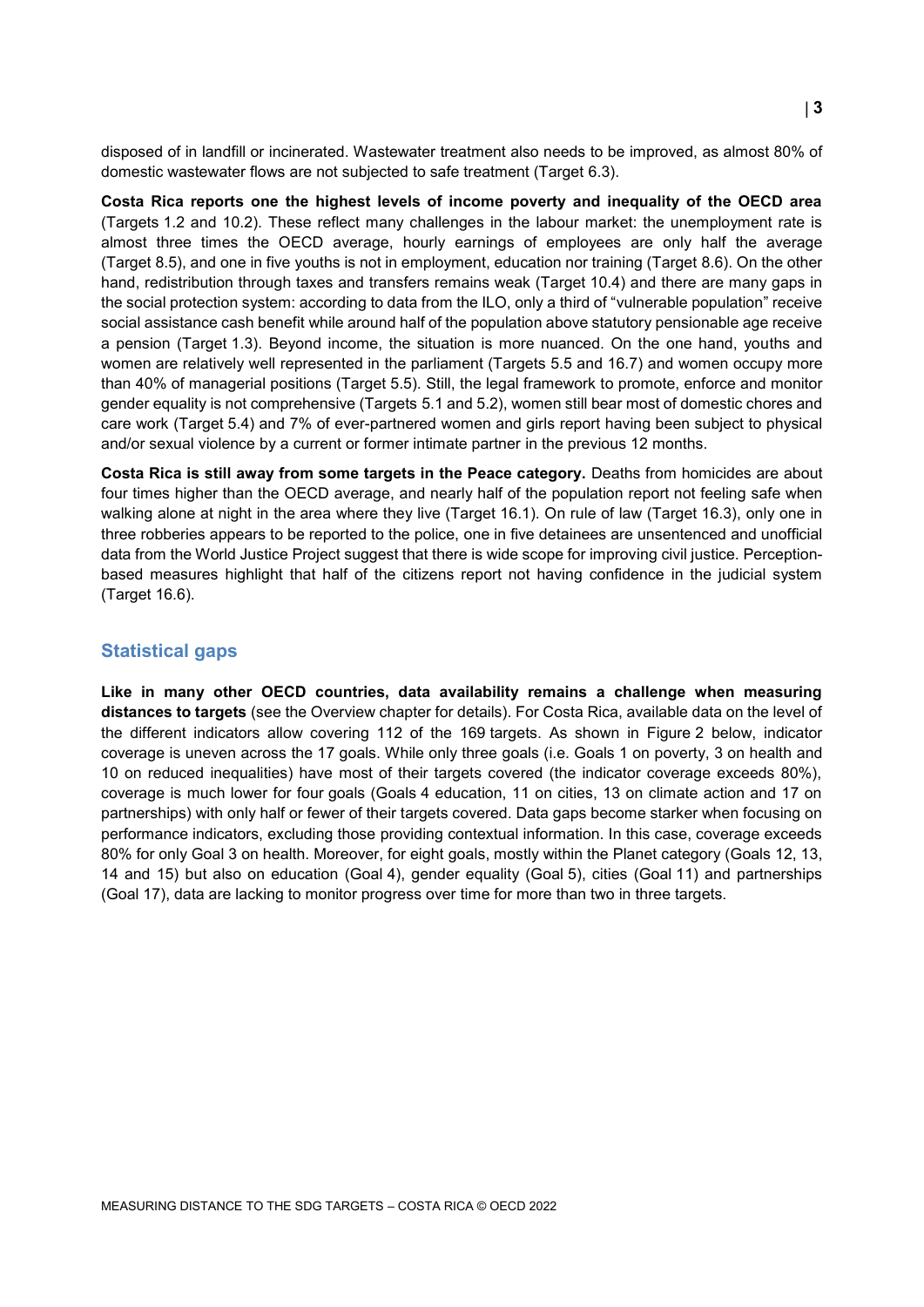disposed of in landfill or incinerated. Wastewater treatment also needs to be improved, as almost 80% of domestic wastewater flows are not subjected to safe treatment (Target 6.3).

**Costa Rica reports one the highest levels of income poverty and inequality of the OECD area** (Targets 1.2 and 10.2). These reflect many challenges in the labour market: the unemployment rate is almost three times the OECD average, hourly earnings of employees are only half the average (Target 8.5), and one in five youths is not in employment, education nor training (Target 8.6). On the other hand, redistribution through taxes and transfers remains weak (Target 10.4) and there are many gaps in the social protection system: according to data from the ILO, only a third of "vulnerable population" receive social assistance cash benefit while around half of the population above statutory pensionable age receive a pension (Target 1.3). Beyond income, the situation is more nuanced. On the one hand, youths and women are relatively well represented in the parliament (Targets 5.5 and 16.7) and women occupy more than 40% of managerial positions (Target 5.5). Still, the legal framework to promote, enforce and monitor gender equality is not comprehensive (Targets 5.1 and 5.2), women still bear most of domestic chores and care work (Target 5.4) and 7% of ever-partnered women and girls report having been subject to physical and/or sexual violence by a current or former intimate partner in the previous 12 months.

**Costa Rica is still away from some targets in the Peace category.** Deaths from homicides are about four times higher than the OECD average, and nearly half of the population report not feeling safe when walking alone at night in the area where they live (Target 16.1). On rule of law (Target 16.3), only one in three robberies appears to be reported to the police, one in five detainees are unsentenced and unofficial data from the World Justice Project suggest that there is wide scope for improving civil justice. Perception-based measures highlight that half of the citizens report not having confidence in the judicial system (Target 16.6).

## Statistical gaps

**Like in many other OECD countries, data availability remains a challenge when measuring distances to targets** (see the Overview chapter for details). For Costa Rica, available data on the level of the different indicators allow covering 112 of the 169 targets. As shown in Figure 2 below, indicator coverage is uneven across the 17 goals. While only three goals (i.e. Goals 1 on poverty, 3 on health and 10 on reduced inequalities) have most of their targets covered (the indicator coverage exceeds 80%), coverage is much lower for four goals (Goals 4 education, 11 on cities, 13 on climate action and 17 on partnerships) with only half or fewer of their targets covered. Data gaps become starker when focusing on performance indicators, excluding those providing contextual information. In this case, coverage exceeds 80% for only Goal 3 on health. Moreover, for eight goals, mostly within the Planet category (Goals 12, 13, 14 and 15) but also on education (Goal 4), gender equality (Goal 5), cities (Goal 11) and partnerships (Goal 17), data are lacking to monitor progress over time for more than two in three targets.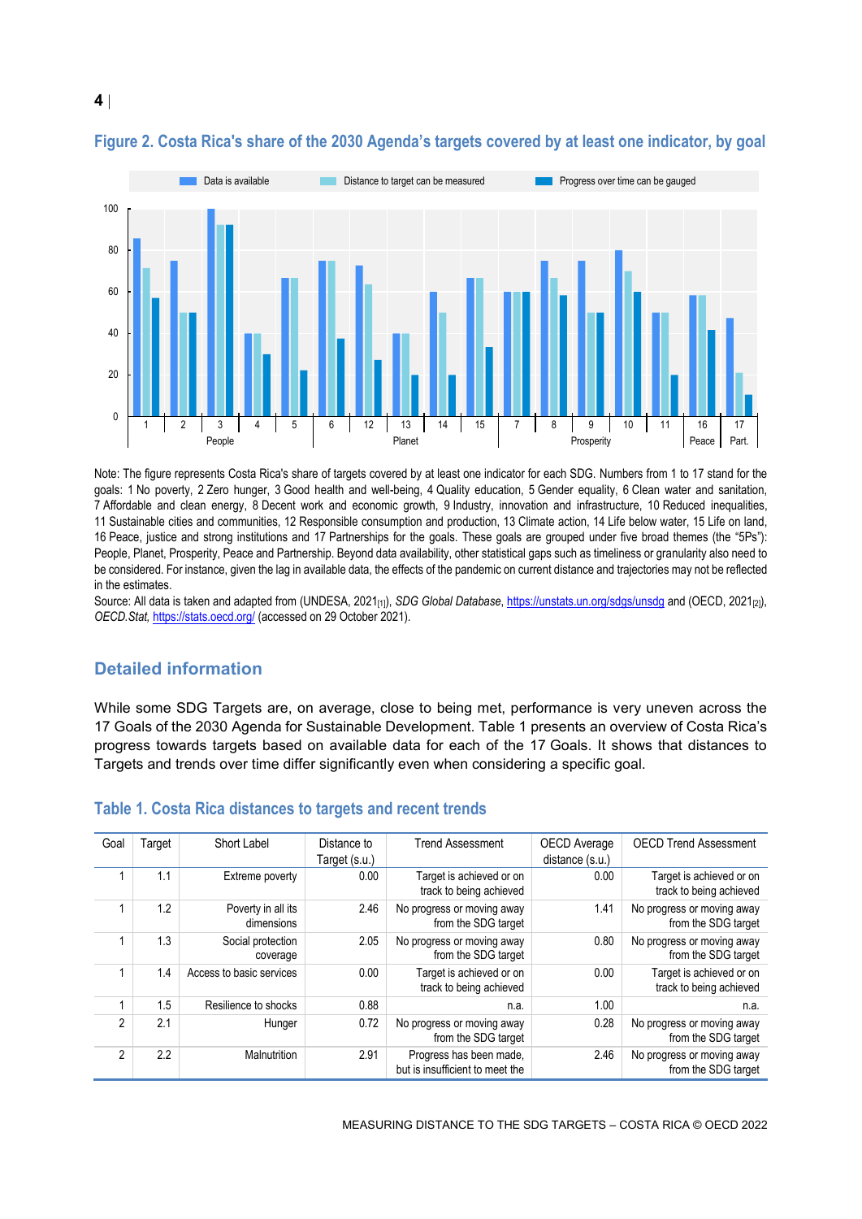## Figure 2. Costa Rica's share of the 2030 Agenda's targets covered by at least one indicator, by goal

Note: The figure represents Costa Rica's share of targets covered by at least one indicator for each SDG. Numbers from 1 to 17 stand for the goals: 1 No poverty, 2 Zero hunger, 3 Good health and well-being, 4 Quality education, 5 Gender equality, 6 Clean water and sanitation, 7 Affordable and clean energy, 8 Decent work and economic growth, 9 Industry, innovation and infrastructure, 10 Reduced inequalities, 11 Sustainable cities and communities, 12 Responsible consumption and production, 13 Climate action, 14 Life below water, 15 Life on land, 16 Peace, justice and strong institutions and 17 Partnerships for the goals. These goals are grouped under five broad themes (the "5Ps"): People, Planet, Prosperity, Peace and Partnership. Beyond data availability, other statistical gaps such as timeliness or granularity also need to be considered. For instance, given the lag in available data, the effects of the pandemic on current distance and trajectories may not be reflected in the estimates.

Source: All data is taken and adapted from (UNDESA, 2021[1]), *SDG Global Database*, https://unstats.un.org/sdgs/unsdg and (OECD, 2021[2]), *OECD.Stat*, https://stats.oecd.org/ (accessed on 29 October 2021).

## Detailed information

While some SDG Targets are, on average, close to being met, performance is very uneven across the 17 Goals of the 2030 Agenda for Sustainable Development. Table 1 presents an overview of Costa Rica's progress towards targets based on available data for each of the 17 Goals. It shows that distances to Targets and trends over time differ significantly even when considering a specific goal.

## Table 1. Costa Rica distances to targets and recent trends

| Goal | Target | Short Label | Distance to Target (s.u.) | Trend Assessment | OECD Average distance (s.u.) | OECD Trend Assessment |
|---|---|---|---|---|---|---|
| 1 | 1.1 | Extreme poverty | 0.00 | Target is achieved or on track to being achieved | 0.00 | Target is achieved or on track to being achieved |
| 1 | 1.2 | Poverty in all its dimensions | 2.46 | No progress or moving away from the SDG target | 1.41 | No progress or moving away from the SDG target |
| 1 | 1.3 | Social protection coverage | 2.05 | No progress or moving away from the SDG target | 0.80 | No progress or moving away from the SDG target |
| 1 | 1.4 | Access to basic services | 0.00 | Target is achieved or on track to being achieved | 0.00 | Target is achieved or on track to being achieved |
| 1 | 1.5 | Resilience to shocks | 0.88 | n.a. | 1.00 | n.a. |
| 2 | 2.1 | Hunger | 0.72 | No progress or moving away from the SDG target | 0.28 | No progress or moving away from the SDG target |
| 2 | 2.2 | Malnutrition | 2.91 | Progress has been made, but is insufficient to meet the | 2.46 | No progress or moving away from the SDG target |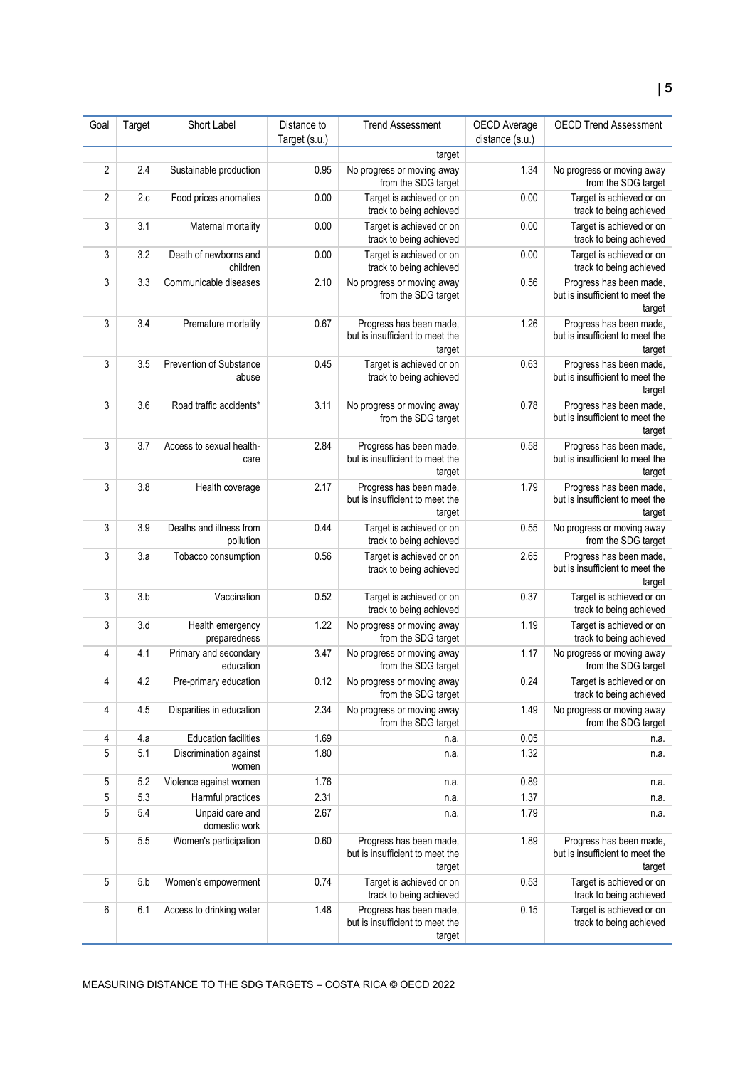| Goal | Target | Short Label | Distance to Target (s.u.) | Trend Assessment | OECD Average distance (s.u.) | OECD Trend Assessment |
|---|---|---|---|---|---|---|
| | | | | target | | |
| 2 | 2.4 | Sustainable production | 0.95 | No progress or moving away from the SDG target | 1.34 | No progress or moving away from the SDG target |
| 2 | 2.c | Food prices anomalies | 0.00 | Target is achieved or on track to being achieved | 0.00 | Target is achieved or on track to being achieved |
| 3 | 3.1 | Maternal mortality | 0.00 | Target is achieved or on track to being achieved | 0.00 | Target is achieved or on track to being achieved |
| 3 | 3.2 | Death of newborns and children | 0.00 | Target is achieved or on track to being achieved | 0.00 | Target is achieved or on track to being achieved |
| 3 | 3.3 | Communicable diseases | 2.10 | No progress or moving away from the SDG target | 0.56 | Progress has been made, but is insufficient to meet the target |
| 3 | 3.4 | Premature mortality | 0.67 | Progress has been made, but is insufficient to meet the target | 1.26 | Progress has been made, but is insufficient to meet the target |
| 3 | 3.5 | Prevention of Substance abuse | 0.45 | Target is achieved or on track to being achieved | 0.63 | Progress has been made, but is insufficient to meet the target |
| 3 | 3.6 | Road traffic accidents* | 3.11 | No progress or moving away from the SDG target | 0.78 | Progress has been made, but is insufficient to meet the target |
| 3 | 3.7 | Access to sexual health-care | 2.84 | Progress has been made, but is insufficient to meet the target | 0.58 | Progress has been made, but is insufficient to meet the target |
| 3 | 3.8 | Health coverage | 2.17 | Progress has been made, but is insufficient to meet the target | 1.79 | Progress has been made, but is insufficient to meet the target |
| 3 | 3.9 | Deaths and illness from pollution | 0.44 | Target is achieved or on track to being achieved | 0.55 | No progress or moving away from the SDG target |
| 3 | 3.a | Tobacco consumption | 0.56 | Target is achieved or on track to being achieved | 2.65 | Progress has been made, but is insufficient to meet the target |
| 3 | 3.b | Vaccination | 0.52 | Target is achieved or on track to being achieved | 0.37 | Target is achieved or on track to being achieved |
| 3 | 3.d | Health emergency preparedness | 1.22 | No progress or moving away from the SDG target | 1.19 | Target is achieved or on track to being achieved |
| 4 | 4.1 | Primary and secondary education | 3.47 | No progress or moving away from the SDG target | 1.17 | No progress or moving away from the SDG target |
| 4 | 4.2 | Pre-primary education | 0.12 | No progress or moving away from the SDG target | 0.24 | Target is achieved or on track to being achieved |
| 4 | 4.5 | Disparities in education | 2.34 | No progress or moving away from the SDG target | 1.49 | No progress or moving away from the SDG target |
| 4 | 4.a | Education facilities | 1.69 | n.a. | 0.05 | n.a. |
| 5 | 5.1 | Discrimination against women | 1.80 | n.a. | 1.32 | n.a. |
| 5 | 5.2 | Violence against women | 1.76 | n.a. | 0.89 | n.a. |
| 5 | 5.3 | Harmful practices | 2.31 | n.a. | 1.37 | n.a. |
| 5 | 5.4 | Unpaid care and domestic work | 2.67 | n.a. | 1.79 | n.a. |
| 5 | 5.5 | Women's participation | 0.60 | Progress has been made, but is insufficient to meet the target | 1.89 | Progress has been made, but is insufficient to meet the target |
| 5 | 5.b | Women's empowerment | 0.74 | Target is achieved or on track to being achieved | 0.53 | Target is achieved or on track to being achieved |
| 6 | 6.1 | Access to drinking water | 1.48 | Progress has been made, but is insufficient to meet the target | 0.15 | Target is achieved or on track to being achieved |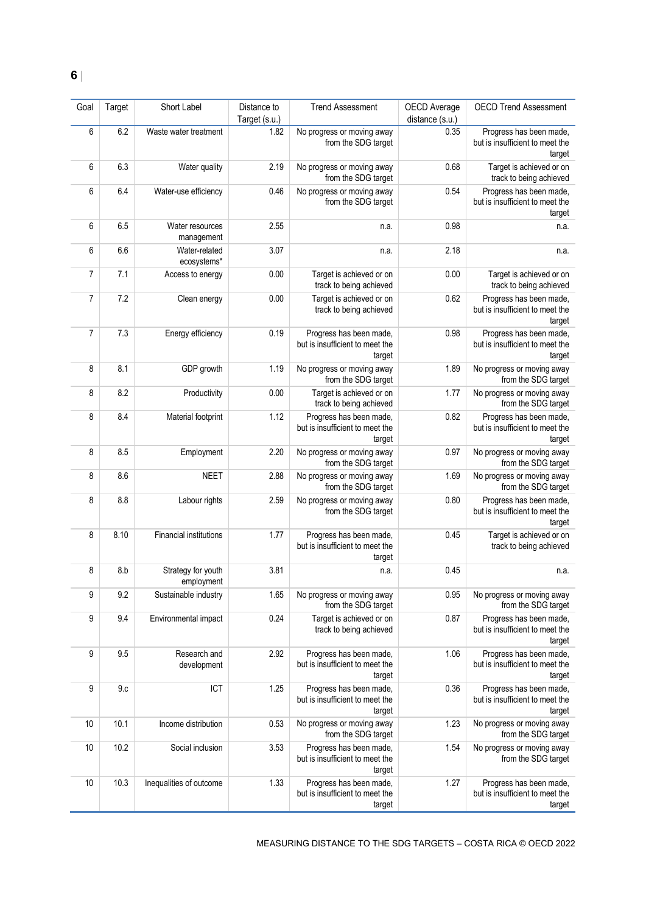| Goal | Target | Short Label | Distance to Target (s.u.) | Trend Assessment | OECD Average distance (s.u.) | OECD Trend Assessment |
|---|---|---|---|---|---|---|
| 6 | 6.2 | Waste water treatment | 1.82 | No progress or moving away from the SDG target | 0.35 | Progress has been made, but is insufficient to meet the target |
| 6 | 6.3 | Water quality | 2.19 | No progress or moving away from the SDG target | 0.68 | Target is achieved or on track to being achieved |
| 6 | 6.4 | Water-use efficiency | 0.46 | No progress or moving away from the SDG target | 0.54 | Progress has been made, but is insufficient to meet the target |
| 6 | 6.5 | Water resources management | 2.55 | n.a. | 0.98 | n.a. |
| 6 | 6.6 | Water-related ecosystems* | 3.07 | n.a. | 2.18 | n.a. |
| 7 | 7.1 | Access to energy | 0.00 | Target is achieved or on track to being achieved | 0.00 | Target is achieved or on track to being achieved |
| 7 | 7.2 | Clean energy | 0.00 | Target is achieved or on track to being achieved | 0.62 | Progress has been made, but is insufficient to meet the target |
| 7 | 7.3 | Energy efficiency | 0.19 | Progress has been made, but is insufficient to meet the target | 0.98 | Progress has been made, but is insufficient to meet the target |
| 8 | 8.1 | GDP growth | 1.19 | No progress or moving away from the SDG target | 1.89 | No progress or moving away from the SDG target |
| 8 | 8.2 | Productivity | 0.00 | Target is achieved or on track to being achieved | 1.77 | No progress or moving away from the SDG target |
| 8 | 8.4 | Material footprint | 1.12 | Progress has been made, but is insufficient to meet the target | 0.82 | Progress has been made, but is insufficient to meet the target |
| 8 | 8.5 | Employment | 2.20 | No progress or moving away from the SDG target | 0.97 | No progress or moving away from the SDG target |
| 8 | 8.6 | NEET | 2.88 | No progress or moving away from the SDG target | 1.69 | No progress or moving away from the SDG target |
| 8 | 8.8 | Labour rights | 2.59 | No progress or moving away from the SDG target | 0.80 | Progress has been made, but is insufficient to meet the target |
| 8 | 8.10 | Financial institutions | 1.77 | Progress has been made, but is insufficient to meet the target | 0.45 | Target is achieved or on track to being achieved |
| 8 | 8.b | Strategy for youth employment | 3.81 | n.a. | 0.45 | n.a. |
| 9 | 9.2 | Sustainable industry | 1.65 | No progress or moving away from the SDG target | 0.95 | No progress or moving away from the SDG target |
| 9 | 9.4 | Environmental impact | 0.24 | Target is achieved or on track to being achieved | 0.87 | Progress has been made, but is insufficient to meet the target |
| 9 | 9.5 | Research and development | 2.92 | Progress has been made, but is insufficient to meet the target | 1.06 | Progress has been made, but is insufficient to meet the target |
| 9 | 9.c | ICT | 1.25 | Progress has been made, but is insufficient to meet the target | 0.36 | Progress has been made, but is insufficient to meet the target |
| 10 | 10.1 | Income distribution | 0.53 | No progress or moving away from the SDG target | 1.23 | No progress or moving away from the SDG target |
| 10 | 10.2 | Social inclusion | 3.53 | Progress has been made, but is insufficient to meet the target | 1.54 | No progress or moving away from the SDG target |
| 10 | 10.3 | Inequalities of outcome | 1.33 | Progress has been made, but is insufficient to meet the target | 1.27 | Progress has been made, but is insufficient to meet the target |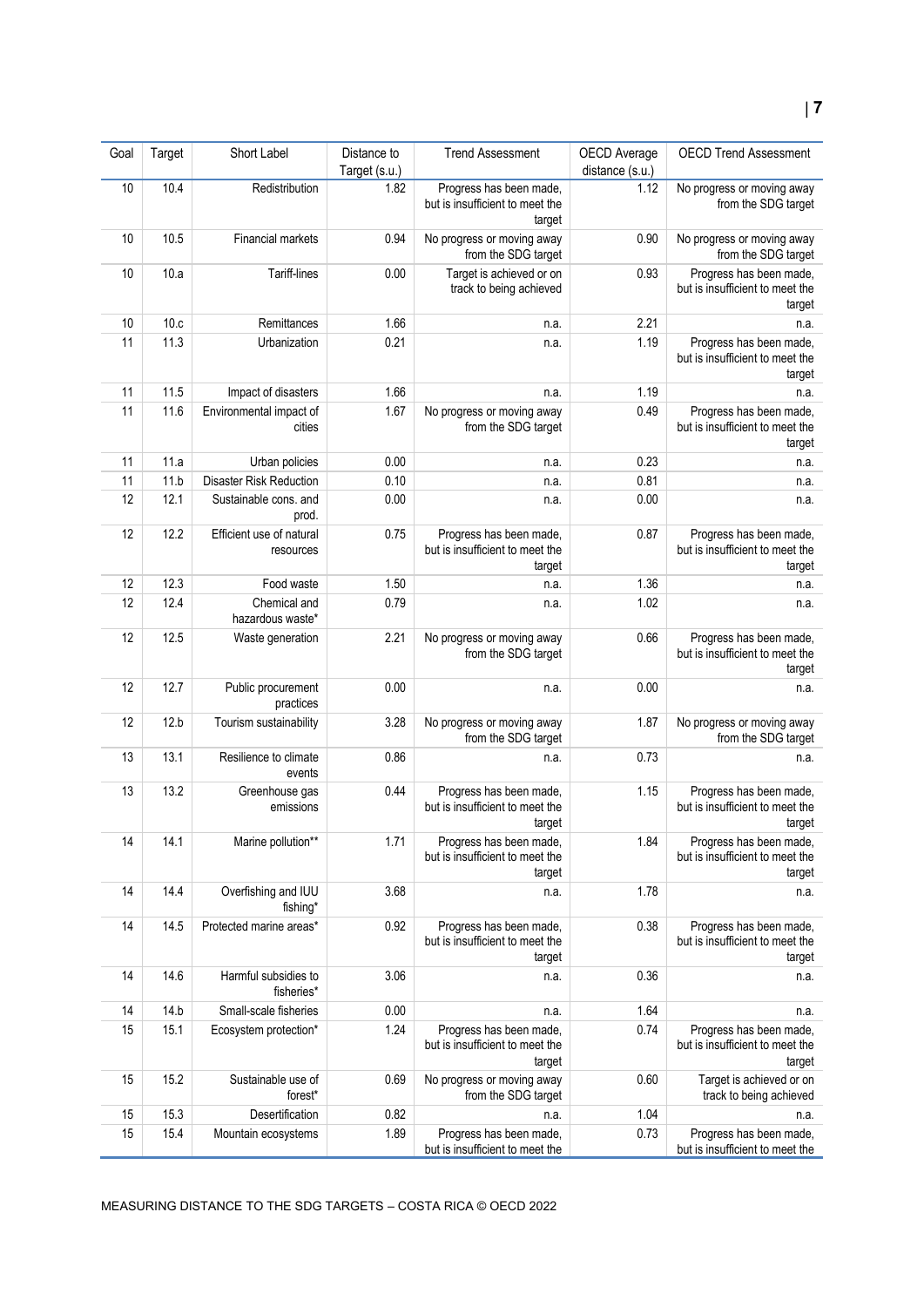| Goal | Target | Short Label | Distance to Target (s.u.) | Trend Assessment | OECD Average distance (s.u.) | OECD Trend Assessment |
|---|---|---|---|---|---|---|
| 10 | 10.4 | Redistribution | 1.82 | Progress has been made, but is insufficient to meet the target | 1.12 | No progress or moving away from the SDG target |
| 10 | 10.5 | Financial markets | 0.94 | No progress or moving away from the SDG target | 0.90 | No progress or moving away from the SDG target |
| 10 | 10.a | Tariff-lines | 0.00 | Target is achieved or on track to being achieved | 0.93 | Progress has been made, but is insufficient to meet the target |
| 10 | 10.c | Remittances | 1.66 | n.a. | 2.21 | n.a. |
| 11 | 11.3 | Urbanization | 0.21 | n.a. | 1.19 | Progress has been made, but is insufficient to meet the target |
| 11 | 11.5 | Impact of disasters | 1.66 | n.a. | 1.19 | n.a. |
| 11 | 11.6 | Environmental impact of cities | 1.67 | No progress or moving away from the SDG target | 0.49 | Progress has been made, but is insufficient to meet the target |
| 11 | 11.a | Urban policies | 0.00 | n.a. | 0.23 | n.a. |
| 11 | 11.b | Disaster Risk Reduction | 0.10 | n.a. | 0.81 | n.a. |
| 12 | 12.1 | Sustainable cons. and prod. | 0.00 | n.a. | 0.00 | n.a. |
| 12 | 12.2 | Efficient use of natural resources | 0.75 | Progress has been made, but is insufficient to meet the target | 0.87 | Progress has been made, but is insufficient to meet the target |
| 12 | 12.3 | Food waste | 1.50 | n.a. | 1.36 | n.a. |
| 12 | 12.4 | Chemical and hazardous waste* | 0.79 | n.a. | 1.02 | n.a. |
| 12 | 12.5 | Waste generation | 2.21 | No progress or moving away from the SDG target | 0.66 | Progress has been made, but is insufficient to meet the target |
| 12 | 12.7 | Public procurement practices | 0.00 | n.a. | 0.00 | n.a. |
| 12 | 12.b | Tourism sustainability | 3.28 | No progress or moving away from the SDG target | 1.87 | No progress or moving away from the SDG target |
| 13 | 13.1 | Resilience to climate events | 0.86 | n.a. | 0.73 | n.a. |
| 13 | 13.2 | Greenhouse gas emissions | 0.44 | Progress has been made, but is insufficient to meet the target | 1.15 | Progress has been made, but is insufficient to meet the target |
| 14 | 14.1 | Marine pollution** | 1.71 | Progress has been made, but is insufficient to meet the target | 1.84 | Progress has been made, but is insufficient to meet the target |
| 14 | 14.4 | Overfishing and IUU fishing* | 3.68 | n.a. | 1.78 | n.a. |
| 14 | 14.5 | Protected marine areas* | 0.92 | Progress has been made, but is insufficient to meet the target | 0.38 | Progress has been made, but is insufficient to meet the target |
| 14 | 14.6 | Harmful subsidies to fisheries* | 3.06 | n.a. | 0.36 | n.a. |
| 14 | 14.b | Small-scale fisheries | 0.00 | n.a. | 1.64 | n.a. |
| 15 | 15.1 | Ecosystem protection* | 1.24 | Progress has been made, but is insufficient to meet the target | 0.74 | Progress has been made, but is insufficient to meet the target |
| 15 | 15.2 | Sustainable use of forest* | 0.69 | No progress or moving away from the SDG target | 0.60 | Target is achieved or on track to being achieved |
| 15 | 15.3 | Desertification | 0.82 | n.a. | 1.04 | n.a. |
| 15 | 15.4 | Mountain ecosystems | 1.89 | Progress has been made, but is insufficient to meet the | 0.73 | Progress has been made, but is insufficient to meet the |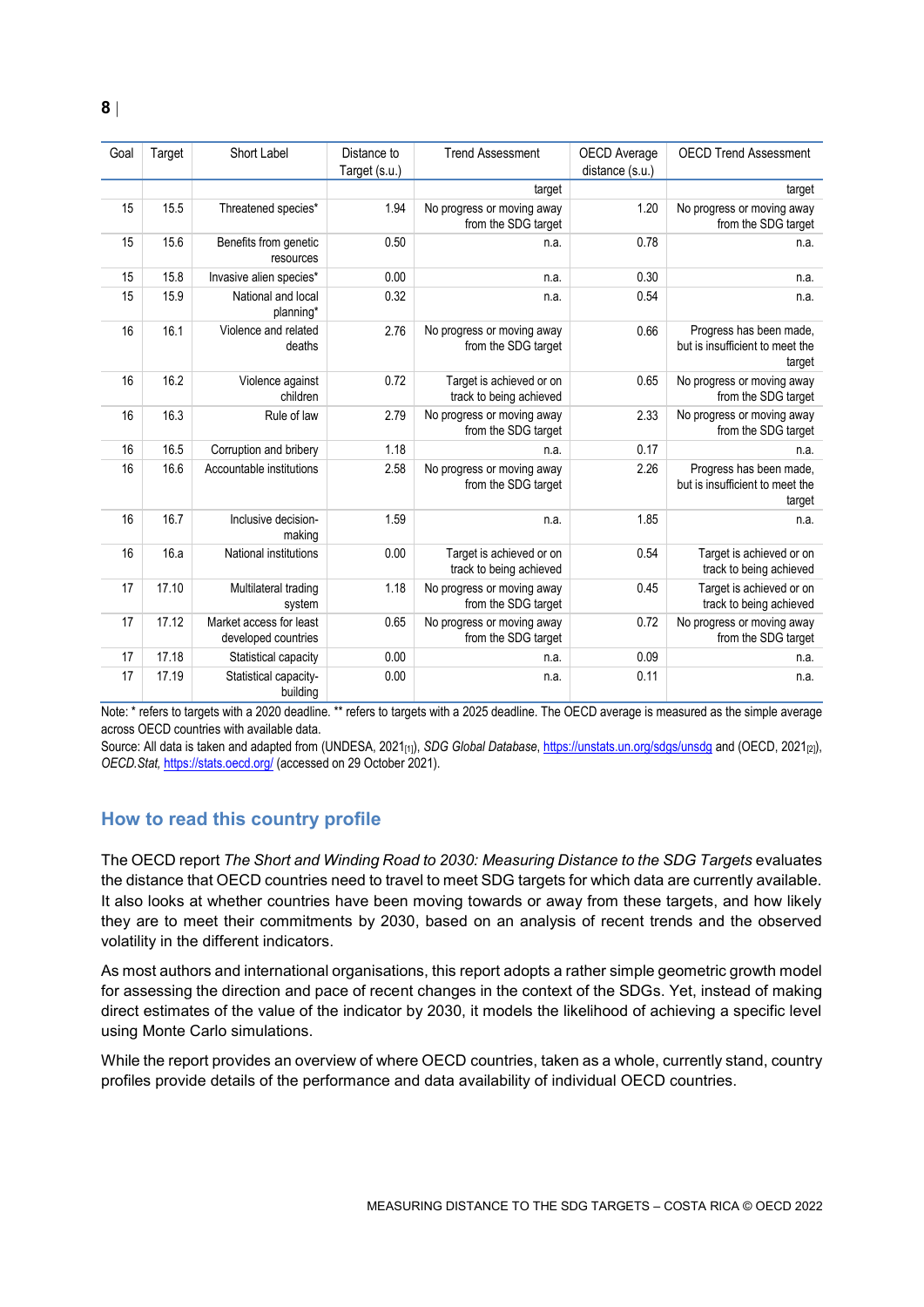| Goal | Target | Short Label | Distance to Target (s.u.) | Trend Assessment | OECD Average distance (s.u.) | OECD Trend Assessment |
|---|---|---|---|---|---|---|
| | | | | target | | target |
| 15 | 15.5 | Threatened species* | 1.94 | No progress or moving away from the SDG target | 1.20 | No progress or moving away from the SDG target |
| 15 | 15.6 | Benefits from genetic resources | 0.50 | n.a. | 0.78 | n.a. |
| 15 | 15.8 | Invasive alien species* | 0.00 | n.a. | 0.30 | n.a. |
| 15 | 15.9 | National and local planning* | 0.32 | n.a. | 0.54 | n.a. |
| 16 | 16.1 | Violence and related deaths | 2.76 | No progress or moving away from the SDG target | 0.66 | Progress has been made, but is insufficient to meet the target |
| 16 | 16.2 | Violence against children | 0.72 | Target is achieved or on track to being achieved | 0.65 | No progress or moving away from the SDG target |
| 16 | 16.3 | Rule of law | 2.79 | No progress or moving away from the SDG target | 2.33 | No progress or moving away from the SDG target |
| 16 | 16.5 | Corruption and bribery | 1.18 | n.a. | 0.17 | n.a. |
| 16 | 16.6 | Accountable institutions | 2.58 | No progress or moving away from the SDG target | 2.26 | Progress has been made, but is insufficient to meet the target |
| 16 | 16.7 | Inclusive decision-making | 1.59 | n.a. | 1.85 | n.a. |
| 16 | 16.a | National institutions | 0.00 | Target is achieved or on track to being achieved | 0.54 | Target is achieved or on track to being achieved |
| 17 | 17.10 | Multilateral trading system | 1.18 | No progress or moving away from the SDG target | 0.45 | Target is achieved or on track to being achieved |
| 17 | 17.12 | Market access for least developed countries | 0.65 | No progress or moving away from the SDG target | 0.72 | No progress or moving away from the SDG target |
| 17 | 17.18 | Statistical capacity | 0.00 | n.a. | 0.09 | n.a. |
| 17 | 17.19 | Statistical capacity-building | 0.00 | n.a. | 0.11 | n.a. |

Note: * refers to targets with a 2020 deadline. ** refers to targets with a 2025 deadline. The OECD average is measured as the simple average across OECD countries with available data.

Source: All data is taken and adapted from (UNDESA, 2021[1]), *SDG Global Database*, https://unstats.un.org/sdgs/unsdg and (OECD, 2021[2]), *OECD.Stat*, https://stats.oecd.org/ (accessed on 29 October 2021).

## How to read this country profile

The OECD report *The Short and Winding Road to 2030: Measuring Distance to the SDG Targets* evaluates the distance that OECD countries need to travel to meet SDG targets for which data are currently available. It also looks at whether countries have been moving towards or away from these targets, and how likely they are to meet their commitments by 2030, based on an analysis of recent trends and the observed volatility in the different indicators.

As most authors and international organisations, this report adopts a rather simple geometric growth model for assessing the direction and pace of recent changes in the context of the SDGs. Yet, instead of making direct estimates of the value of the indicator by 2030, it models the likelihood of achieving a specific level using Monte Carlo simulations.

While the report provides an overview of where OECD countries, taken as a whole, currently stand, country profiles provide details of the performance and data availability of individual OECD countries.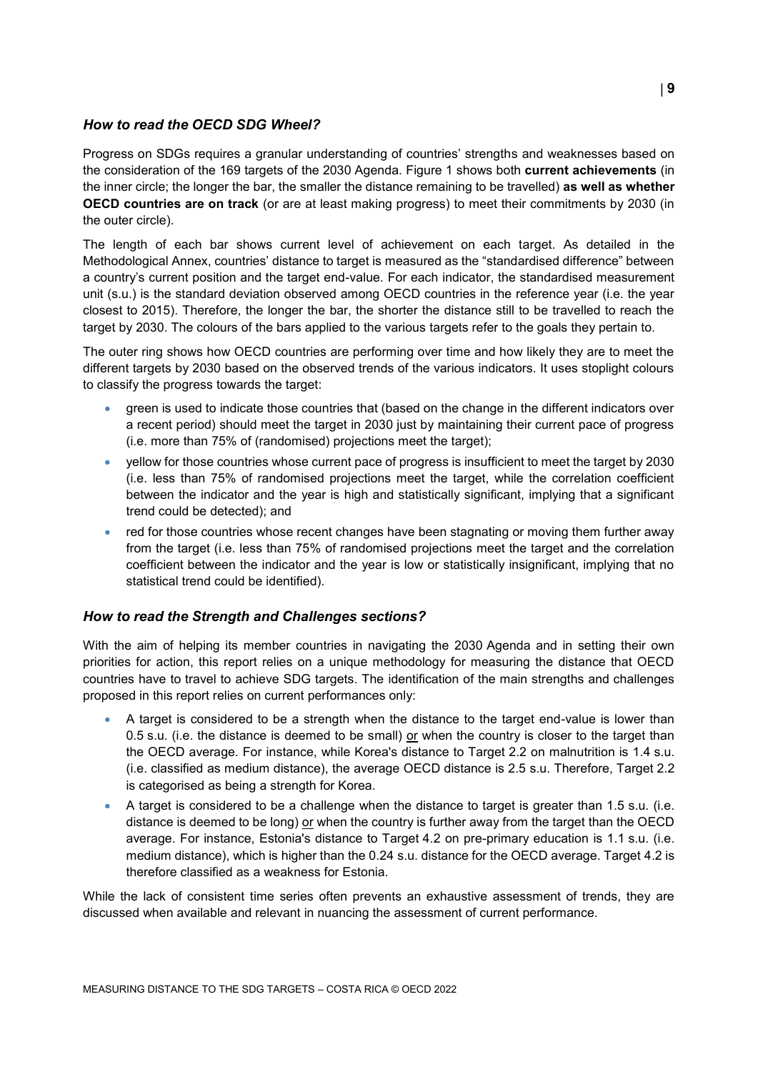### *How to read the OECD SDG Wheel?*

Progress on SDGs requires a granular understanding of countries' strengths and weaknesses based on the consideration of the 169 targets of the 2030 Agenda. Figure 1 shows both **current achievements** (in the inner circle; the longer the bar, the smaller the distance remaining to be travelled) **as well as whether OECD countries are on track** (or are at least making progress) to meet their commitments by 2030 (in the outer circle).

The length of each bar shows current level of achievement on each target. As detailed in the Methodological Annex, countries' distance to target is measured as the "standardised difference" between a country's current position and the target end-value. For each indicator, the standardised measurement unit (s.u.) is the standard deviation observed among OECD countries in the reference year (i.e. the year closest to 2015). Therefore, the longer the bar, the shorter the distance still to be travelled to reach the target by 2030. The colours of the bars applied to the various targets refer to the goals they pertain to.

The outer ring shows how OECD countries are performing over time and how likely they are to meet the different targets by 2030 based on the observed trends of the various indicators. It uses stoplight colours to classify the progress towards the target:

- green is used to indicate those countries that (based on the change in the different indicators over a recent period) should meet the target in 2030 just by maintaining their current pace of progress (i.e. more than 75% of (randomised) projections meet the target);
- yellow for those countries whose current pace of progress is insufficient to meet the target by 2030 (i.e. less than 75% of randomised projections meet the target, while the correlation coefficient between the indicator and the year is high and statistically significant, implying that a significant trend could be detected); and
- red for those countries whose recent changes have been stagnating or moving them further away from the target (i.e. less than 75% of randomised projections meet the target and the correlation coefficient between the indicator and the year is low or statistically insignificant, implying that no statistical trend could be identified).

### *How to read the Strength and Challenges sections?*

With the aim of helping its member countries in navigating the 2030 Agenda and in setting their own priorities for action, this report relies on a unique methodology for measuring the distance that OECD countries have to travel to achieve SDG targets. The identification of the main strengths and challenges proposed in this report relies on current performances only:

- A target is considered to be a strength when the distance to the target end-value is lower than 0.5 s.u. (i.e. the distance is deemed to be small) or when the country is closer to the target than the OECD average. For instance, while Korea's distance to Target 2.2 on malnutrition is 1.4 s.u. (i.e. classified as medium distance), the average OECD distance is 2.5 s.u. Therefore, Target 2.2 is categorised as being a strength for Korea.
- A target is considered to be a challenge when the distance to target is greater than 1.5 s.u. (i.e. distance is deemed to be long) or when the country is further away from the target than the OECD average. For instance, Estonia's distance to Target 4.2 on pre-primary education is 1.1 s.u. (i.e. medium distance), which is higher than the 0.24 s.u. distance for the OECD average. Target 4.2 is therefore classified as a weakness for Estonia.

While the lack of consistent time series often prevents an exhaustive assessment of trends, they are discussed when available and relevant in nuancing the assessment of current performance.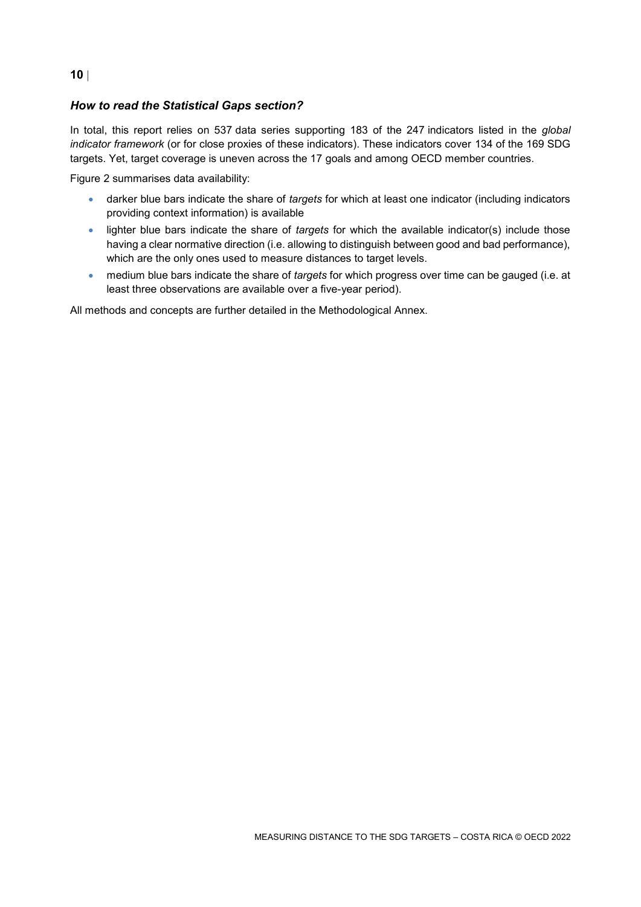### *How to read the Statistical Gaps section?*

In total, this report relies on 537 data series supporting 183 of the 247 indicators listed in the *global indicator framework* (or for close proxies of these indicators). These indicators cover 134 of the 169 SDG targets. Yet, target coverage is uneven across the 17 goals and among OECD member countries.

Figure 2 summarises data availability:

- darker blue bars indicate the share of *targets* for which at least one indicator (including indicators providing context information) is available
- lighter blue bars indicate the share of *targets* for which the available indicator(s) include those having a clear normative direction (i.e. allowing to distinguish between good and bad performance), which are the only ones used to measure distances to target levels.
- medium blue bars indicate the share of *targets* for which progress over time can be gauged (i.e. at least three observations are available over a five-year period).

All methods and concepts are further detailed in the Methodological Annex.